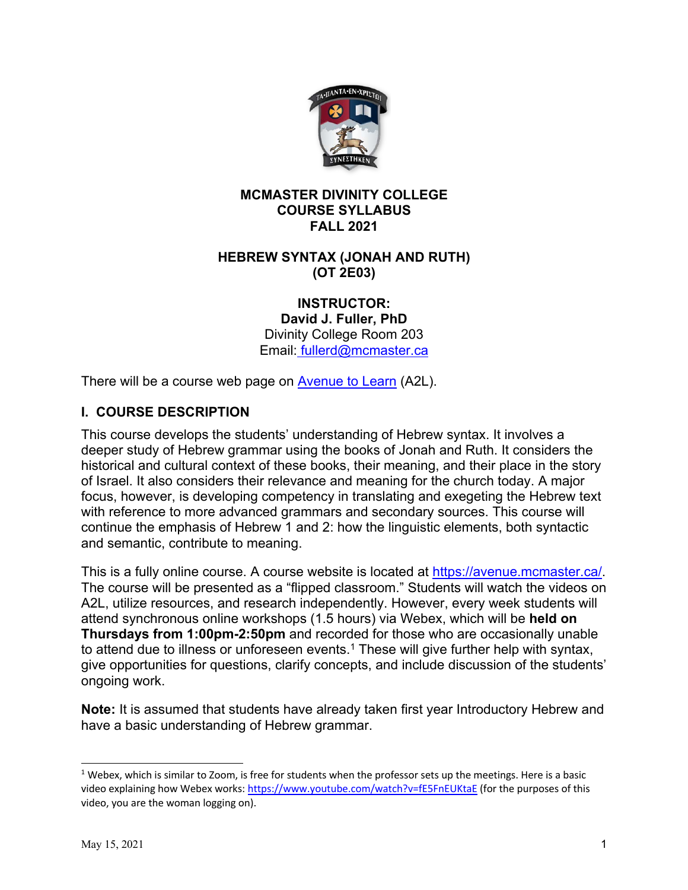**MCMASTER DIVINITY COLLEGE**
**COURSE SYLLABUS**
**FALL 2021**

**HEBREW SYNTAX (JONAH AND RUTH)**
**(OT 2E03)**

**INSTRUCTOR:**
**David J. Fuller, PhD**
Divinity College Room 203
Email: fullerd@mcmaster.ca

There will be a course web page on Avenue to Learn (A2L).

## I. COURSE DESCRIPTION

This course develops the students' understanding of Hebrew syntax. It involves a deeper study of Hebrew grammar using the books of Jonah and Ruth. It considers the historical and cultural context of these books, their meaning, and their place in the story of Israel. It also considers their relevance and meaning for the church today. A major focus, however, is developing competency in translating and exegeting the Hebrew text with reference to more advanced grammars and secondary sources. This course will continue the emphasis of Hebrew 1 and 2: how the linguistic elements, both syntactic and semantic, contribute to meaning.

This is a fully online course. A course website is located at https://avenue.mcmaster.ca/. The course will be presented as a "flipped classroom." Students will watch the videos on A2L, utilize resources, and research independently. However, every week students will attend synchronous online workshops (1.5 hours) via Webex, which will be **held on Thursdays from 1:00pm-2:50pm** and recorded for those who are occasionally unable to attend due to illness or unforeseen events.[1] These will give further help with syntax, give opportunities for questions, clarify concepts, and include discussion of the students' ongoing work.

**Note:** It is assumed that students have already taken first year Introductory Hebrew and have a basic understanding of Hebrew grammar.

---

[1] Webex, which is similar to Zoom, is free for students when the professor sets up the meetings. Here is a basic video explaining how Webex works: https://www.youtube.com/watch?v=fE5FnEUKtaE (for the purposes of this video, you are the woman logging on).

May 15, 2021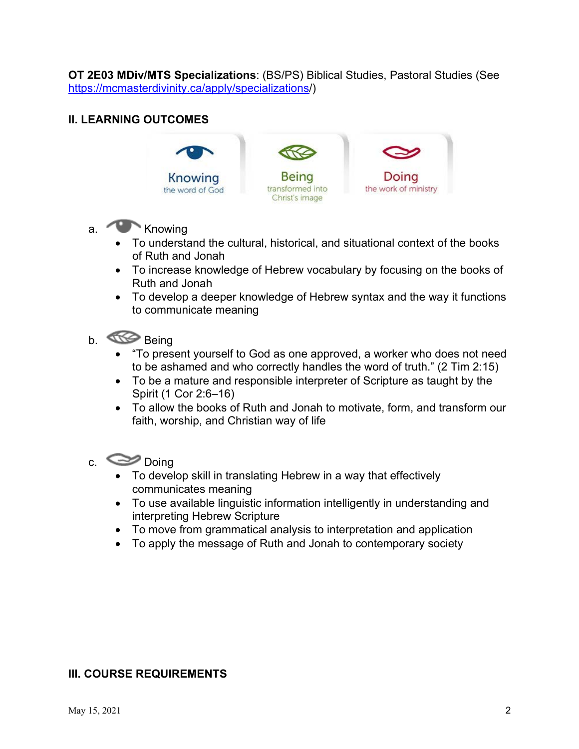**OT 2E03 MDiv/MTS Specializations**: (BS/PS) Biblical Studies, Pastoral Studies (See https://mcmasterdivinity.ca/apply/specializations/)

## II. LEARNING OUTCOMES

Knowing the word of God | Being transformed into Christ's image | Doing the work of ministry

a. Knowing
- To understand the cultural, historical, and situational context of the books of Ruth and Jonah
- To increase knowledge of Hebrew vocabulary by focusing on the books of Ruth and Jonah
- To develop a deeper knowledge of Hebrew syntax and the way it functions to communicate meaning

b. Being
- "To present yourself to God as one approved, a worker who does not need to be ashamed and who correctly handles the word of truth." (2 Tim 2:15)
- To be a mature and responsible interpreter of Scripture as taught by the Spirit (1 Cor 2:6–16)
- To allow the books of Ruth and Jonah to motivate, form, and transform our faith, worship, and Christian way of life

c. Doing
- To develop skill in translating Hebrew in a way that effectively communicates meaning
- To use available linguistic information intelligently in understanding and interpreting Hebrew Scripture
- To move from grammatical analysis to interpretation and application
- To apply the message of Ruth and Jonah to contemporary society

## III. COURSE REQUIREMENTS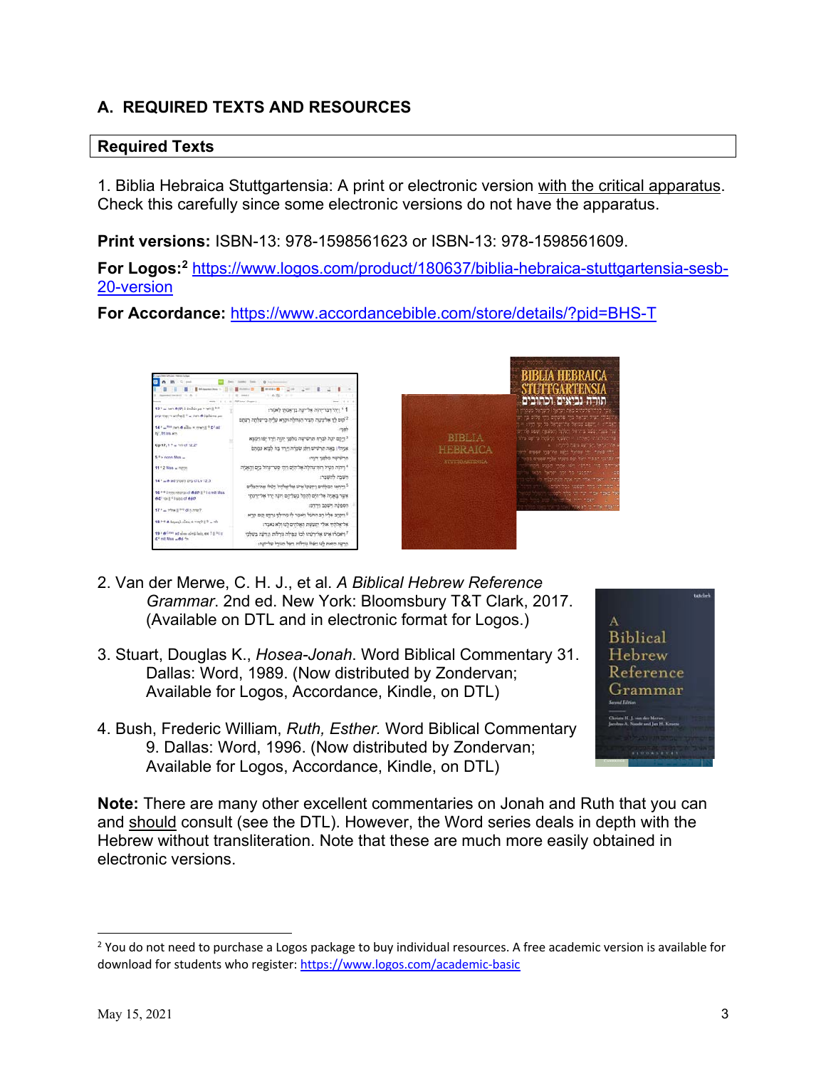## A. REQUIRED TEXTS AND RESOURCES

### Required Texts

1. Biblia Hebraica Stuttgartensia: A print or electronic version with the critical apparatus. Check this carefully since some electronic versions do not have the apparatus.

**Print versions:** ISBN-13: 978-1598561623 or ISBN-13: 978-1598561609.

**For Logos:**[2] https://www.logos.com/product/180637/biblia-hebraica-stuttgartensia-sesb-20-version

**For Accordance:** https://www.accordancebible.com/store/details/?pid=BHS-T

2. Van der Merwe, C. H. J., et al. *A Biblical Hebrew Reference Grammar*. 2nd ed. New York: Bloomsbury T&T Clark, 2017. (Available on DTL and in electronic format for Logos.)

3. Stuart, Douglas K., *Hosea-Jonah*. Word Biblical Commentary 31. Dallas: Word, 1989. (Now distributed by Zondervan; Available for Logos, Accordance, Kindle, on DTL)

4. Bush, Frederic William, *Ruth, Esther*. Word Biblical Commentary 9. Dallas: Word, 1996. (Now distributed by Zondervan; Available for Logos, Accordance, Kindle, on DTL)

**Note:** There are many other excellent commentaries on Jonah and Ruth that you can and should consult (see the DTL). However, the Word series deals in depth with the Hebrew without transliteration. Note that these are much more easily obtained in electronic versions.

---

[2] You do not need to purchase a Logos package to buy individual resources. A free academic version is available for download for students who register: https://www.logos.com/academic-basic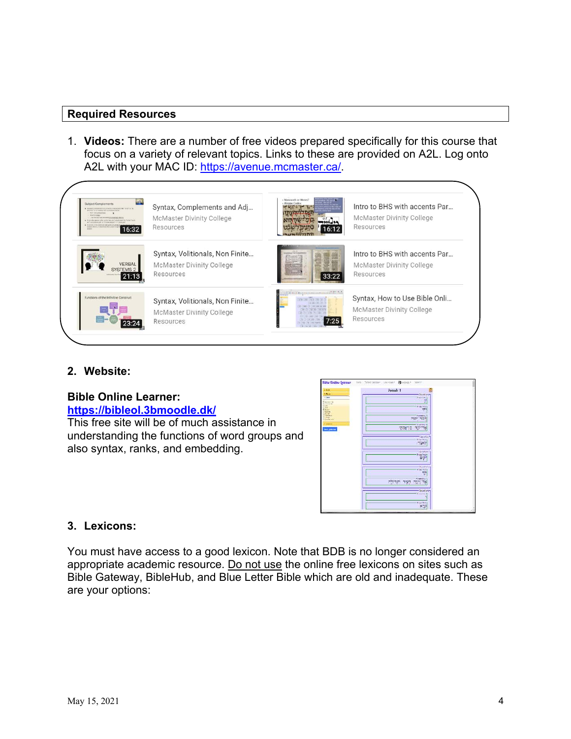## Required Resources

1. **Videos:** There are a number of free videos prepared specifically for this course that focus on a variety of relevant topics. Links to these are provided on A2L. Log onto A2L with your MAC ID: https://avenue.mcmaster.ca/.

2. **Website:**

**Bible Online Learner:**
**https://bibleol.3bmoodle.dk/**
This free site will be of much assistance in understanding the functions of word groups and also syntax, ranks, and embedding.

3. **Lexicons:**

You must have access to a good lexicon. Note that BDB is no longer considered an appropriate academic resource. Do not use the online free lexicons on sites such as Bible Gateway, BibleHub, and Blue Letter Bible which are old and inadequate. These are your options: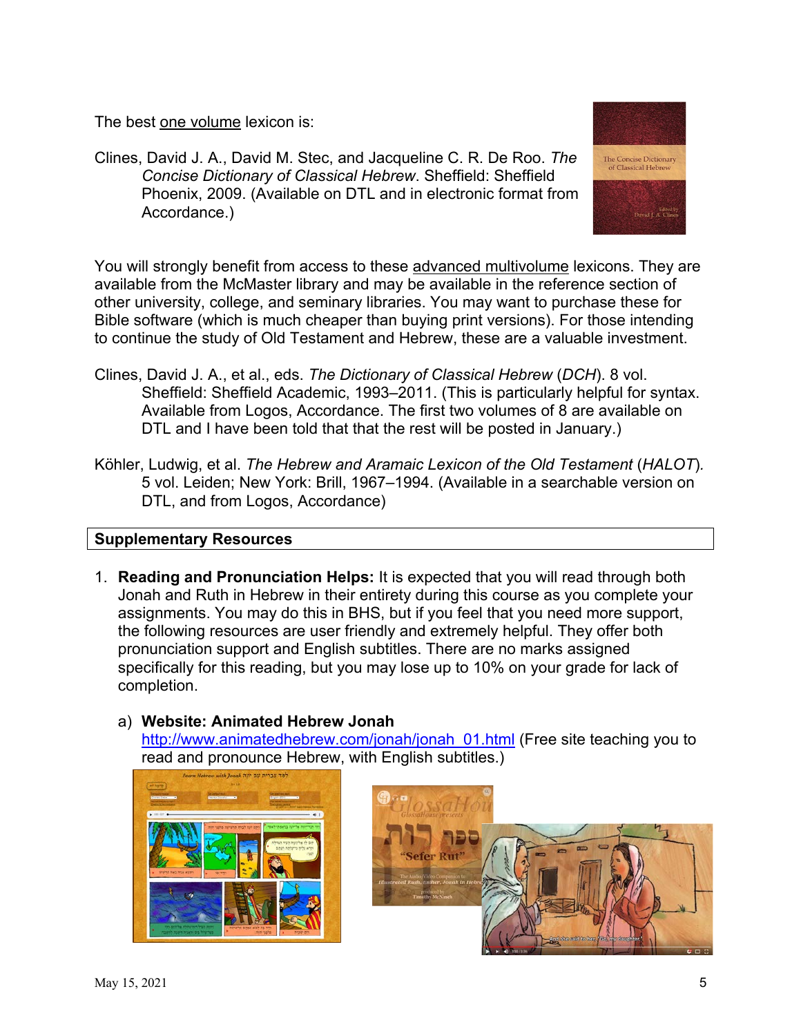The best <u>one volume</u> lexicon is:

Clines, David J. A., David M. Stec, and Jacqueline C. R. De Roo. *The Concise Dictionary of Classical Hebrew*. Sheffield: Sheffield Phoenix, 2009. (Available on DTL and in electronic format from Accordance.)

You will strongly benefit from access to these <u>advanced multivolume</u> lexicons. They are available from the McMaster library and may be available in the reference section of other university, college, and seminary libraries. You may want to purchase these for Bible software (which is much cheaper than buying print versions). For those intending to continue the study of Old Testament and Hebrew, these are a valuable investment.

Clines, David J. A., et al., eds. *The Dictionary of Classical Hebrew* (*DCH*). 8 vol. Sheffield: Sheffield Academic, 1993–2011. (This is particularly helpful for syntax. Available from Logos, Accordance. The first two volumes of 8 are available on DTL and I have been told that that the rest will be posted in January.)

Köhler, Ludwig, et al. *The Hebrew and Aramaic Lexicon of the Old Testament* (*HALOT*). 5 vol. Leiden; New York: Brill, 1967–1994. (Available in a searchable version on DTL, and from Logos, Accordance)

## Supplementary Resources

1. **Reading and Pronunciation Helps:** It is expected that you will read through both Jonah and Ruth in Hebrew in their entirety during this course as you complete your assignments. You may do this in BHS, but if you feel that you need more support, the following resources are user friendly and extremely helpful. They offer both pronunciation support and English subtitles. There are no marks assigned specifically for this reading, but you may lose up to 10% on your grade for lack of completion.

   a) **Website: Animated Hebrew Jonah**
   http://www.animatedhebrew.com/jonah/jonah_01.html (Free site teaching you to read and pronounce Hebrew, with English subtitles.)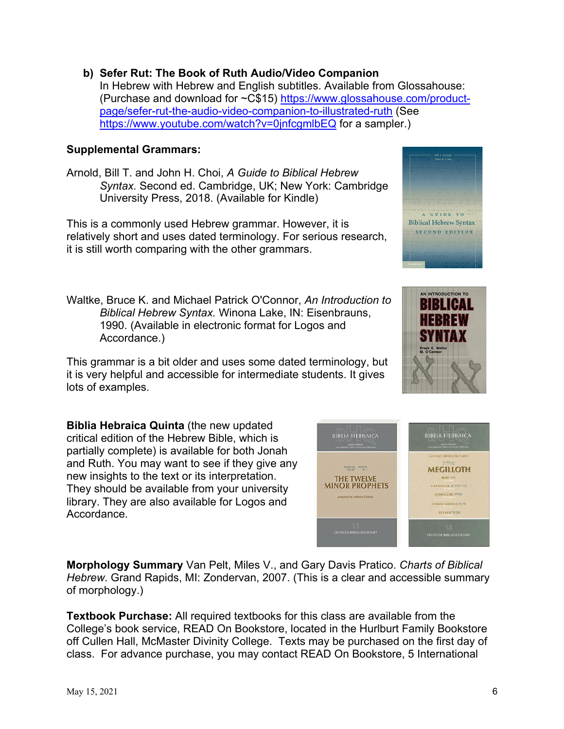b) **Sefer Rut: The Book of Ruth Audio/Video Companion**
In Hebrew with Hebrew and English subtitles. Available from Glossahouse: (Purchase and download for ~C$15) https://www.glossahouse.com/product-page/sefer-rut-the-audio-video-companion-to-illustrated-ruth (See https://www.youtube.com/watch?v=0jnfcgmlbEQ for a sampler.)

**Supplemental Grammars:**

Arnold, Bill T. and John H. Choi, *A Guide to Biblical Hebrew Syntax.* Second ed. Cambridge, UK; New York: Cambridge University Press, 2018. (Available for Kindle)

This is a commonly used Hebrew grammar. However, it is relatively short and uses dated terminology. For serious research, it is still worth comparing with the other grammars.

Waltke, Bruce K. and Michael Patrick O'Connor, *An Introduction to Biblical Hebrew Syntax.* Winona Lake, IN: Eisenbrauns, 1990. (Available in electronic format for Logos and Accordance.)

This grammar is a bit older and uses some dated terminology, but it is very helpful and accessible for intermediate students. It gives lots of examples.

**Biblia Hebraica Quinta** (the new updated critical edition of the Hebrew Bible, which is partially complete) is available for both Jonah and Ruth. You may want to see if they give any new insights to the text or its interpretation. They should be available from your university library. They are also available for Logos and Accordance.

**Morphology Summary** Van Pelt, Miles V., and Gary Davis Pratico. *Charts of Biblical Hebrew*. Grand Rapids, MI: Zondervan, 2007. (This is a clear and accessible summary of morphology.)

**Textbook Purchase:** All required textbooks for this class are available from the College's book service, READ On Bookstore, located in the Hurlburt Family Bookstore off Cullen Hall, McMaster Divinity College. Texts may be purchased on the first day of class. For advance purchase, you may contact READ On Bookstore, 5 International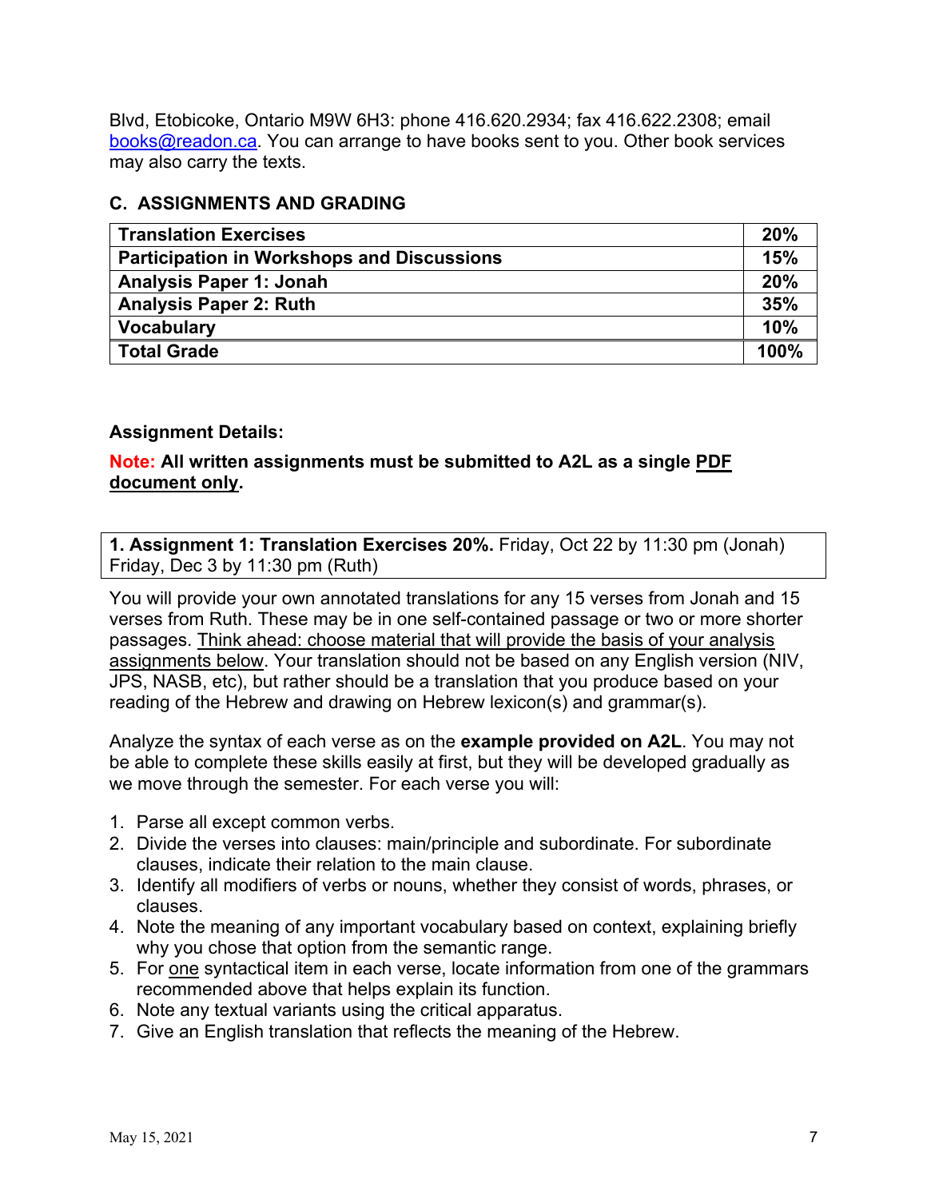Blvd, Etobicoke, Ontario M9W 6H3: phone 416.620.2934; fax 416.622.2308; email books@readon.ca. You can arrange to have books sent to you. Other book services may also carry the texts.

## C. ASSIGNMENTS AND GRADING

| Translation Exercises | 20% |
|---|---|
| Participation in Workshops and Discussions | 15% |
| Analysis Paper 1: Jonah | 20% |
| Analysis Paper 2: Ruth | 35% |
| Vocabulary | 10% |
| Total Grade | 100% |

**Assignment Details:**

**Note: All written assignments must be submitted to A2L as a single PDF document only.**

**1. Assignment 1: Translation Exercises 20%.** Friday, Oct 22 by 11:30 pm (Jonah) Friday, Dec 3 by 11:30 pm (Ruth)

You will provide your own annotated translations for any 15 verses from Jonah and 15 verses from Ruth. These may be in one self-contained passage or two or more shorter passages. Think ahead: choose material that will provide the basis of your analysis assignments below. Your translation should not be based on any English version (NIV, JPS, NASB, etc), but rather should be a translation that you produce based on your reading of the Hebrew and drawing on Hebrew lexicon(s) and grammar(s).

Analyze the syntax of each verse as on the **example provided on A2L**. You may not be able to complete these skills easily at first, but they will be developed gradually as we move through the semester. For each verse you will:

1. Parse all except common verbs.
2. Divide the verses into clauses: main/principle and subordinate. For subordinate clauses, indicate their relation to the main clause.
3. Identify all modifiers of verbs or nouns, whether they consist of words, phrases, or clauses.
4. Note the meaning of any important vocabulary based on context, explaining briefly why you chose that option from the semantic range.
5. For one syntactical item in each verse, locate information from one of the grammars recommended above that helps explain its function.
6. Note any textual variants using the critical apparatus.
7. Give an English translation that reflects the meaning of the Hebrew.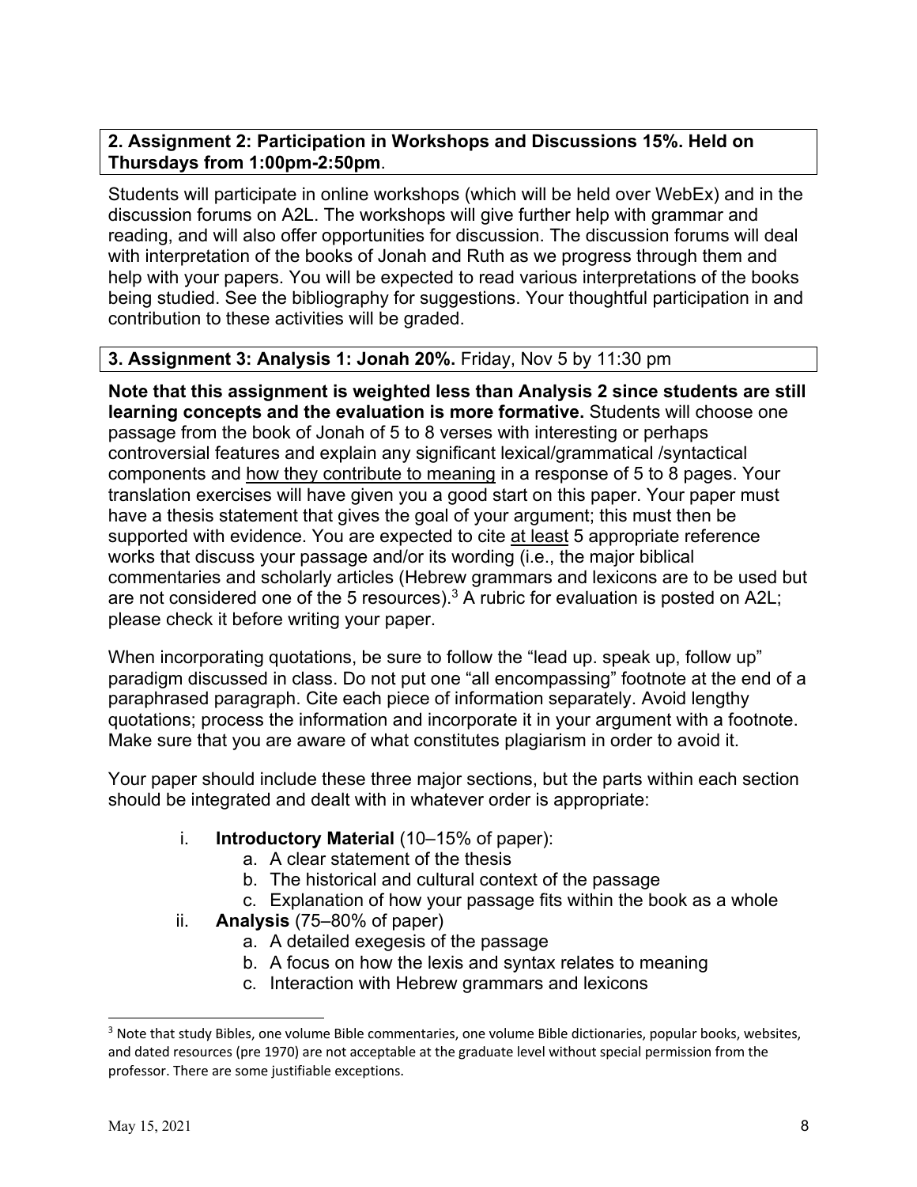**2. Assignment 2: Participation in Workshops and Discussions 15%. Held on Thursdays from 1:00pm-2:50pm**.

Students will participate in online workshops (which will be held over WebEx) and in the discussion forums on A2L. The workshops will give further help with grammar and reading, and will also offer opportunities for discussion. The discussion forums will deal with interpretation of the books of Jonah and Ruth as we progress through them and help with your papers. You will be expected to read various interpretations of the books being studied. See the bibliography for suggestions. Your thoughtful participation in and contribution to these activities will be graded.

**3. Assignment 3: Analysis 1: Jonah 20%.** Friday, Nov 5 by 11:30 pm

**Note that this assignment is weighted less than Analysis 2 since students are still learning concepts and the evaluation is more formative.** Students will choose one passage from the book of Jonah of 5 to 8 verses with interesting or perhaps controversial features and explain any significant lexical/grammatical /syntactical components and how they contribute to meaning in a response of 5 to 8 pages. Your translation exercises will have given you a good start on this paper. Your paper must have a thesis statement that gives the goal of your argument; this must then be supported with evidence. You are expected to cite at least 5 appropriate reference works that discuss your passage and/or its wording (i.e., the major biblical commentaries and scholarly articles (Hebrew grammars and lexicons are to be used but are not considered one of the 5 resources).[3] A rubric for evaluation is posted on A2L; please check it before writing your paper.

When incorporating quotations, be sure to follow the "lead up. speak up, follow up" paradigm discussed in class. Do not put one "all encompassing" footnote at the end of a paraphrased paragraph. Cite each piece of information separately. Avoid lengthy quotations; process the information and incorporate it in your argument with a footnote. Make sure that you are aware of what constitutes plagiarism in order to avoid it.

Your paper should include these three major sections, but the parts within each section should be integrated and dealt with in whatever order is appropriate:

i. **Introductory Material** (10–15% of paper):
   a. A clear statement of the thesis
   b. The historical and cultural context of the passage
   c. Explanation of how your passage fits within the book as a whole

ii. **Analysis** (75–80% of paper)
   a. A detailed exegesis of the passage
   b. A focus on how the lexis and syntax relates to meaning
   c. Interaction with Hebrew grammars and lexicons

[3] Note that study Bibles, one volume Bible commentaries, one volume Bible dictionaries, popular books, websites, and dated resources (pre 1970) are not acceptable at the graduate level without special permission from the professor. There are some justifiable exceptions.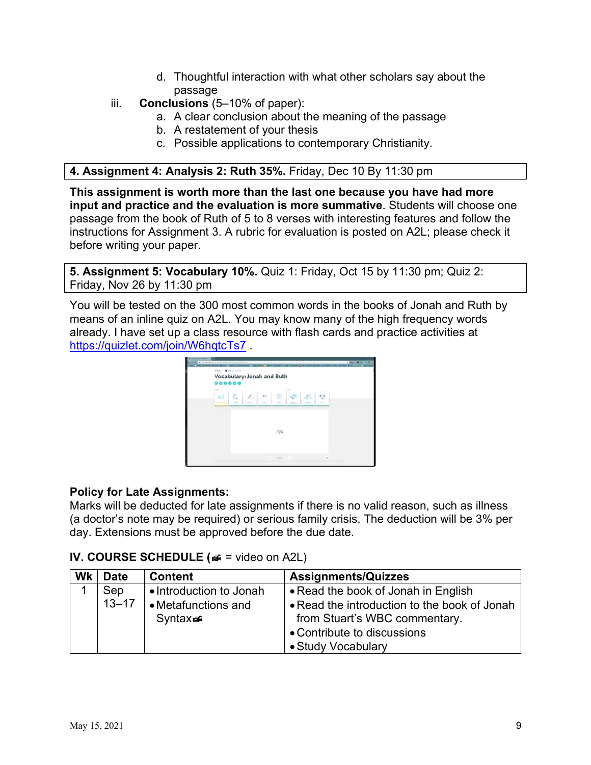d. Thoughtful interaction with what other scholars say about the passage

iii. **Conclusions** (5–10% of paper):
   a. A clear conclusion about the meaning of the passage
   b. A restatement of your thesis
   c. Possible applications to contemporary Christianity.

**4. Assignment 4: Analysis 2: Ruth 35%.** Friday, Dec 10 By 11:30 pm

**This assignment is worth more than the last one because you have had more input and practice and the evaluation is more summative**. Students will choose one passage from the book of Ruth of 5 to 8 verses with interesting features and follow the instructions for Assignment 3. A rubric for evaluation is posted on A2L; please check it before writing your paper.

**5. Assignment 5: Vocabulary 10%.** Quiz 1: Friday, Oct 15 by 11:30 pm; Quiz 2: Friday, Nov 26 by 11:30 pm

You will be tested on the 300 most common words in the books of Jonah and Ruth by means of an inline quiz on A2L. You may know many of the high frequency words already. I have set up a class resource with flash cards and practice activities at https://quizlet.com/join/W6hqtcTs7 .

**Policy for Late Assignments:**
Marks will be deducted for late assignments if there is no valid reason, such as illness (a doctor's note may be required) or serious family crisis. The deduction will be 3% per day. Extensions must be approved before the due date.

## IV. COURSE SCHEDULE (📹 = video on A2L)

| Wk | Date | Content | Assignments/Quizzes |
|---|---|---|---|
| 1 | Sep 13–17 | • Introduction to Jonah<br>• Metafunctions and Syntax📹 | • Read the book of Jonah in English<br>• Read the introduction to the book of Jonah from Stuart's WBC commentary.<br>• Contribute to discussions<br>• Study Vocabulary |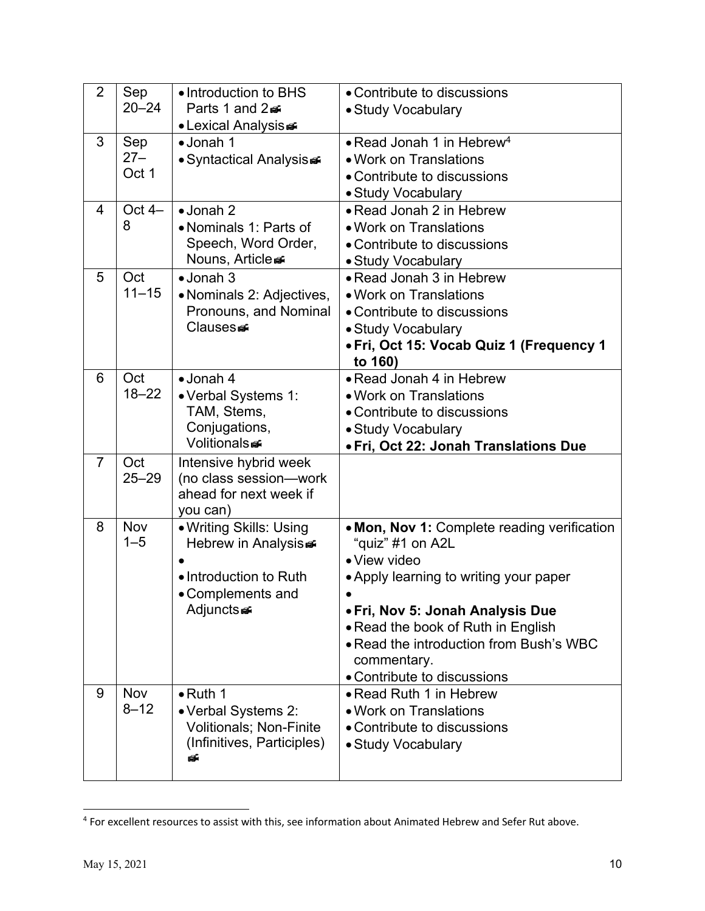| 2 | Sep 20–24 | • Introduction to BHS Parts 1 and 2 🎬<br>• Lexical Analysis 🎬 | • Contribute to discussions<br>• Study Vocabulary |
|---|---|---|---|
| 3 | Sep 27–Oct 1 | • Jonah 1<br>• Syntactical Analysis 🎬 | • Read Jonah 1 in Hebrew[4]<br>• Work on Translations<br>• Contribute to discussions<br>• Study Vocabulary |
| 4 | Oct 4–8 | • Jonah 2<br>• Nominals 1: Parts of Speech, Word Order, Nouns, Article 🎬 | • Read Jonah 2 in Hebrew<br>• Work on Translations<br>• Contribute to discussions<br>• Study Vocabulary |
| 5 | Oct 11–15 | • Jonah 3<br>• Nominals 2: Adjectives, Pronouns, and Nominal Clauses 🎬 | • Read Jonah 3 in Hebrew<br>• Work on Translations<br>• Contribute to discussions<br>• Study Vocabulary<br>• **Fri, Oct 15: Vocab Quiz 1 (Frequency 1 to 160)** |
| 6 | Oct 18–22 | • Jonah 4<br>• Verbal Systems 1: TAM, Stems, Conjugations, Volitionals 🎬 | • Read Jonah 4 in Hebrew<br>• Work on Translations<br>• Contribute to discussions<br>• Study Vocabulary<br>• **Fri, Oct 22: Jonah Translations Due** |
| 7 | Oct 25–29 | Intensive hybrid week (no class session—work ahead for next week if you can) | |
| 8 | Nov 1–5 | • Writing Skills: Using Hebrew in Analysis 🎬<br>•<br>• Introduction to Ruth<br>• Complements and Adjuncts 🎬 | • **Mon, Nov 1:** Complete reading verification "quiz" #1 on A2L<br>• View video<br>• Apply learning to writing your paper<br>•<br>• **Fri, Nov 5: Jonah Analysis Due**<br>• Read the book of Ruth in English<br>• Read the introduction from Bush's WBC commentary.<br>• Contribute to discussions |
| 9 | Nov 8–12 | • Ruth 1<br>• Verbal Systems 2: Volitionals; Non-Finite (Infinitives, Participles) 🎬 | • Read Ruth 1 in Hebrew<br>• Work on Translations<br>• Contribute to discussions<br>• Study Vocabulary |

[4] For excellent resources to assist with this, see information about Animated Hebrew and Sefer Rut above.

May 15, 2021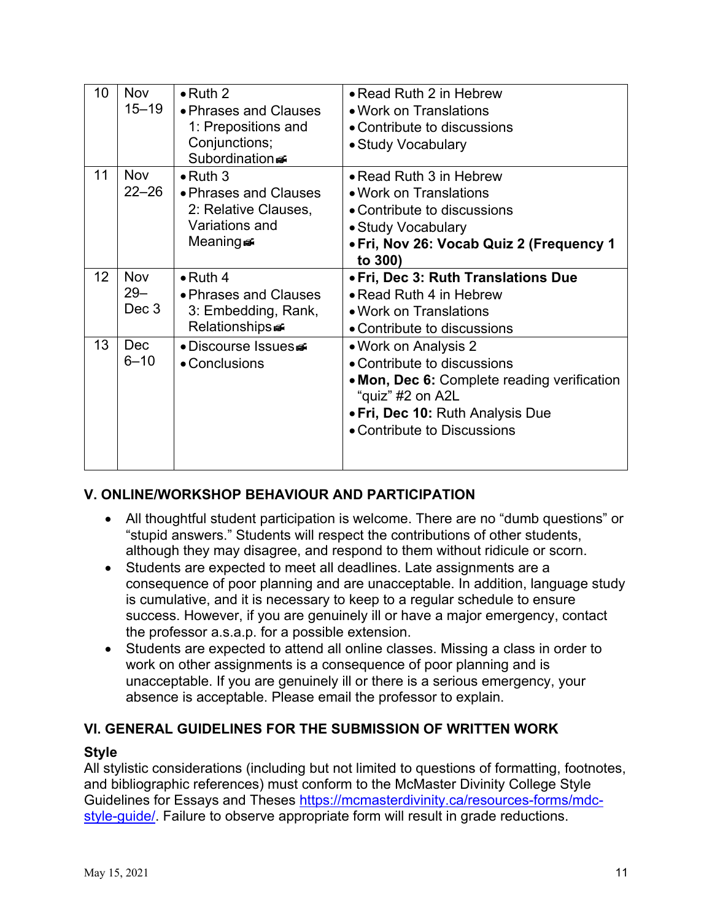| 10 | Nov 15–19 | • Ruth 2<br>• Phrases and Clauses 1: Prepositions and Conjunctions; Subordination 📹 | • Read Ruth 2 in Hebrew<br>• Work on Translations<br>• Contribute to discussions<br>• Study Vocabulary |
|---|---|---|---|
| 11 | Nov 22–26 | • Ruth 3<br>• Phrases and Clauses 2: Relative Clauses, Variations and Meaning 📹 | • Read Ruth 3 in Hebrew<br>• Work on Translations<br>• Contribute to discussions<br>• Study Vocabulary<br>• **Fri, Nov 26: Vocab Quiz 2 (Frequency 1 to 300)** |
| 12 | Nov 29–Dec 3 | • Ruth 4<br>• Phrases and Clauses 3: Embedding, Rank, Relationships 📹 | • **Fri, Dec 3: Ruth Translations Due**<br>• Read Ruth 4 in Hebrew<br>• Work on Translations<br>• Contribute to discussions |
| 13 | Dec 6–10 | • Discourse Issues 📹<br>• Conclusions | • Work on Analysis 2<br>• Contribute to discussions<br>• **Mon, Dec 6:** Complete reading verification "quiz" #2 on A2L<br>• **Fri, Dec 10:** Ruth Analysis Due<br>• Contribute to Discussions |

## V. ONLINE/WORKSHOP BEHAVIOUR AND PARTICIPATION

- All thoughtful student participation is welcome. There are no "dumb questions" or "stupid answers." Students will respect the contributions of other students, although they may disagree, and respond to them without ridicule or scorn.
- Students are expected to meet all deadlines. Late assignments are a consequence of poor planning and are unacceptable. In addition, language study is cumulative, and it is necessary to keep to a regular schedule to ensure success. However, if you are genuinely ill or have a major emergency, contact the professor a.s.a.p. for a possible extension.
- Students are expected to attend all online classes. Missing a class in order to work on other assignments is a consequence of poor planning and is unacceptable. If you are genuinely ill or there is a serious emergency, your absence is acceptable. Please email the professor to explain.

## VI. GENERAL GUIDELINES FOR THE SUBMISSION OF WRITTEN WORK

### Style

All stylistic considerations (including but not limited to questions of formatting, footnotes, and bibliographic references) must conform to the McMaster Divinity College Style Guidelines for Essays and Theses https://mcmasterdivinity.ca/resources-forms/mdc-style-guide/. Failure to observe appropriate form will result in grade reductions.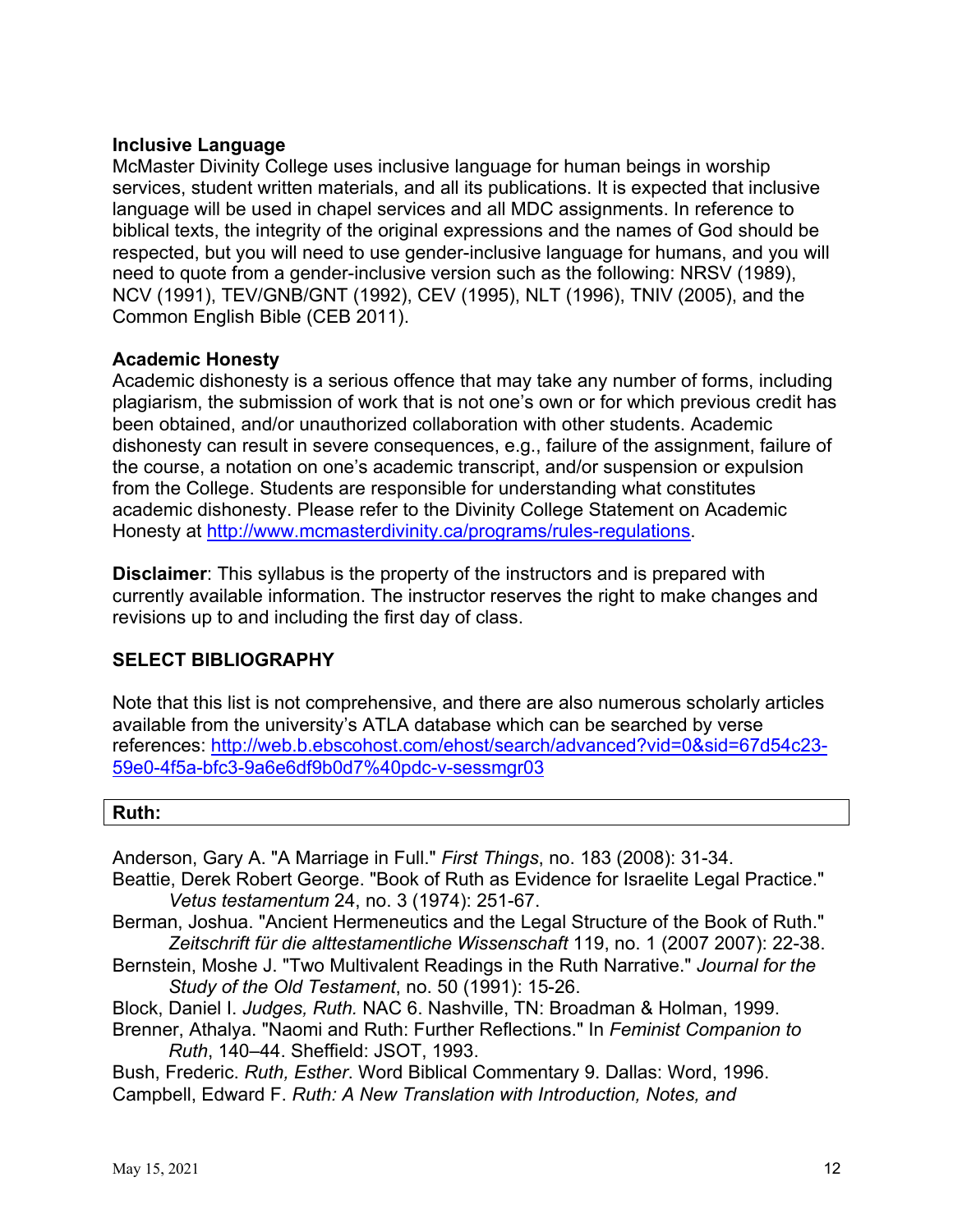**Inclusive Language**
McMaster Divinity College uses inclusive language for human beings in worship services, student written materials, and all its publications. It is expected that inclusive language will be used in chapel services and all MDC assignments. In reference to biblical texts, the integrity of the original expressions and the names of God should be respected, but you will need to use gender-inclusive language for humans, and you will need to quote from a gender-inclusive version such as the following: NRSV (1989), NCV (1991), TEV/GNB/GNT (1992), CEV (1995), NLT (1996), TNIV (2005), and the Common English Bible (CEB 2011).

**Academic Honesty**
Academic dishonesty is a serious offence that may take any number of forms, including plagiarism, the submission of work that is not one's own or for which previous credit has been obtained, and/or unauthorized collaboration with other students. Academic dishonesty can result in severe consequences, e.g., failure of the assignment, failure of the course, a notation on one's academic transcript, and/or suspension or expulsion from the College. Students are responsible for understanding what constitutes academic dishonesty. Please refer to the Divinity College Statement on Academic Honesty at [http://www.mcmasterdivinity.ca/programs/rules-regulations](http://www.mcmasterdivinity.ca/programs/rules-regulations).

**Disclaimer**: This syllabus is the property of the instructors and is prepared with currently available information. The instructor reserves the right to make changes and revisions up to and including the first day of class.

## SELECT BIBLIOGRAPHY

Note that this list is not comprehensive, and there are also numerous scholarly articles available from the university's ATLA database which can be searched by verse references: [http://web.b.ebscohost.com/ehost/search/advanced?vid=0&sid=67d54c23-59e0-4f5a-bfc3-9a6e6df9b0d7%40pdc-v-sessmgr03](http://web.b.ebscohost.com/ehost/search/advanced?vid=0&sid=67d54c23-59e0-4f5a-bfc3-9a6e6df9b0d7%40pdc-v-sessmgr03)

**Ruth:**

Anderson, Gary A. "A Marriage in Full." *First Things*, no. 183 (2008): 31-34.

Beattie, Derek Robert George. "Book of Ruth as Evidence for Israelite Legal Practice." *Vetus testamentum* 24, no. 3 (1974): 251-67.

Berman, Joshua. "Ancient Hermeneutics and the Legal Structure of the Book of Ruth." *Zeitschrift für die alttestamentliche Wissenschaft* 119, no. 1 (2007 2007): 22-38.

Bernstein, Moshe J. "Two Multivalent Readings in the Ruth Narrative." *Journal for the Study of the Old Testament*, no. 50 (1991): 15-26.

Block, Daniel I. *Judges, Ruth.* NAC 6. Nashville, TN: Broadman & Holman, 1999.

Brenner, Athalya. "Naomi and Ruth: Further Reflections." In *Feminist Companion to Ruth*, 140–44. Sheffield: JSOT, 1993.

Bush, Frederic. *Ruth, Esther*. Word Biblical Commentary 9. Dallas: Word, 1996.

Campbell, Edward F. *Ruth: A New Translation with Introduction, Notes, and*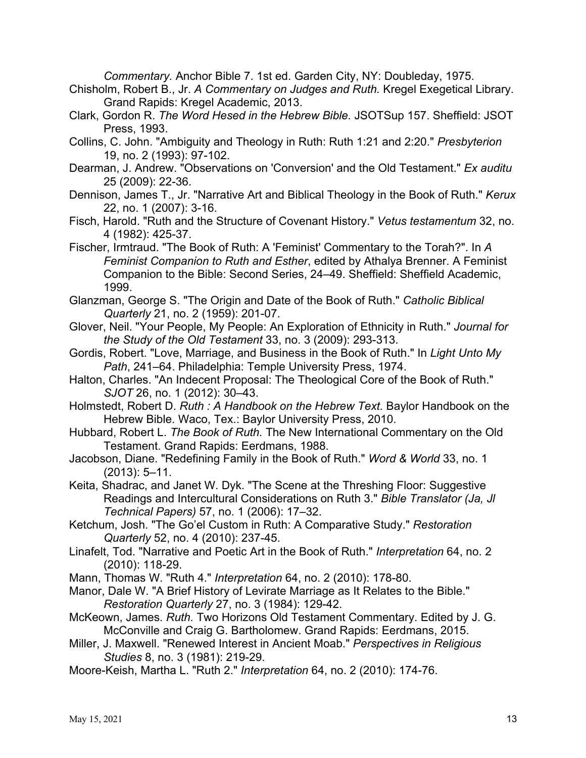*Commentary.* Anchor Bible 7. 1st ed. Garden City, NY: Doubleday, 1975.

Chisholm, Robert B., Jr. *A Commentary on Judges and Ruth.* Kregel Exegetical Library. Grand Rapids: Kregel Academic, 2013.

Clark, Gordon R. *The Word Hesed in the Hebrew Bible.* JSOTSup 157. Sheffield: JSOT Press, 1993.

Collins, C. John. "Ambiguity and Theology in Ruth: Ruth 1:21 and 2:20." *Presbyterion* 19, no. 2 (1993): 97-102.

Dearman, J. Andrew. "Observations on 'Conversion' and the Old Testament." *Ex auditu* 25 (2009): 22-36.

Dennison, James T., Jr. "Narrative Art and Biblical Theology in the Book of Ruth." *Kerux* 22, no. 1 (2007): 3-16.

Fisch, Harold. "Ruth and the Structure of Covenant History." *Vetus testamentum* 32, no. 4 (1982): 425-37.

Fischer, Irmtraud. "The Book of Ruth: A 'Feminist' Commentary to the Torah?". In *A Feminist Companion to Ruth and Esther*, edited by Athalya Brenner. A Feminist Companion to the Bible: Second Series, 24–49. Sheffield: Sheffield Academic, 1999.

Glanzman, George S. "The Origin and Date of the Book of Ruth." *Catholic Biblical Quarterly* 21, no. 2 (1959): 201-07.

Glover, Neil. "Your People, My People: An Exploration of Ethnicity in Ruth." *Journal for the Study of the Old Testament* 33, no. 3 (2009): 293-313.

Gordis, Robert. "Love, Marriage, and Business in the Book of Ruth." In *Light Unto My Path*, 241–64. Philadelphia: Temple University Press, 1974.

Halton, Charles. "An Indecent Proposal: The Theological Core of the Book of Ruth." *SJOT* 26, no. 1 (2012): 30–43.

Holmstedt, Robert D. *Ruth : A Handbook on the Hebrew Text.* Baylor Handbook on the Hebrew Bible. Waco, Tex.: Baylor University Press, 2010.

Hubbard, Robert L. *The Book of Ruth.* The New International Commentary on the Old Testament. Grand Rapids: Eerdmans, 1988.

Jacobson, Diane. "Redefining Family in the Book of Ruth." *Word & World* 33, no. 1 (2013): 5–11.

Keita, Shadrac, and Janet W. Dyk. "The Scene at the Threshing Floor: Suggestive Readings and Intercultural Considerations on Ruth 3." *Bible Translator (Ja, Jl Technical Papers)* 57, no. 1 (2006): 17–32.

Ketchum, Josh. "The Go'el Custom in Ruth: A Comparative Study." *Restoration Quarterly* 52, no. 4 (2010): 237-45.

Linafelt, Tod. "Narrative and Poetic Art in the Book of Ruth." *Interpretation* 64, no. 2 (2010): 118-29.

Mann, Thomas W. "Ruth 4." *Interpretation* 64, no. 2 (2010): 178-80.

Manor, Dale W. "A Brief History of Levirate Marriage as It Relates to the Bible." *Restoration Quarterly* 27, no. 3 (1984): 129-42.

McKeown, James. *Ruth.* Two Horizons Old Testament Commentary. Edited by J. G. McConville and Craig G. Bartholomew. Grand Rapids: Eerdmans, 2015.

Miller, J. Maxwell. "Renewed Interest in Ancient Moab." *Perspectives in Religious Studies* 8, no. 3 (1981): 219-29.

Moore-Keish, Martha L. "Ruth 2." *Interpretation* 64, no. 2 (2010): 174-76.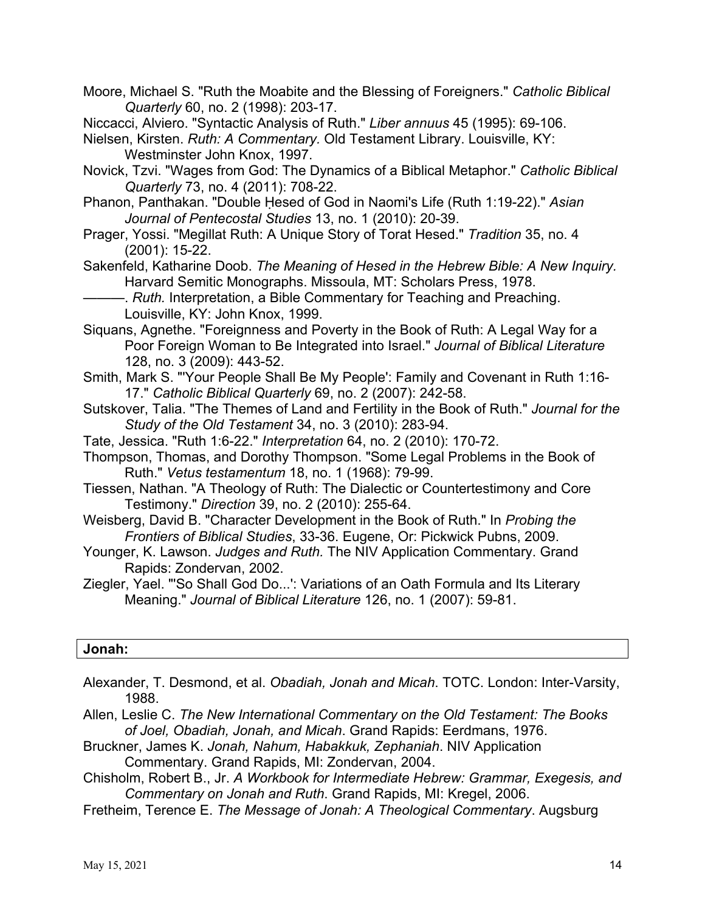Moore, Michael S. "Ruth the Moabite and the Blessing of Foreigners." *Catholic Biblical Quarterly* 60, no. 2 (1998): 203-17.

Niccacci, Alviero. "Syntactic Analysis of Ruth." *Liber annuus* 45 (1995): 69-106.

Nielsen, Kirsten. *Ruth: A Commentary.* Old Testament Library. Louisville, KY: Westminster John Knox, 1997.

Novick, Tzvi. "Wages from God: The Dynamics of a Biblical Metaphor." *Catholic Biblical Quarterly* 73, no. 4 (2011): 708-22.

Phanon, Panthakan. "Double Ḥesed of God in Naomi's Life (Ruth 1:19-22)." *Asian Journal of Pentecostal Studies* 13, no. 1 (2010): 20-39.

Prager, Yossi. "Megillat Ruth: A Unique Story of Torat Hesed." *Tradition* 35, no. 4 (2001): 15-22.

Sakenfeld, Katharine Doob. *The Meaning of Hesed in the Hebrew Bible: A New Inquiry.* Harvard Semitic Monographs. Missoula, MT: Scholars Press, 1978.

———. *Ruth.* Interpretation, a Bible Commentary for Teaching and Preaching. Louisville, KY: John Knox, 1999.

Siquans, Agnethe. "Foreignness and Poverty in the Book of Ruth: A Legal Way for a Poor Foreign Woman to Be Integrated into Israel." *Journal of Biblical Literature* 128, no. 3 (2009): 443-52.

Smith, Mark S. "'Your People Shall Be My People': Family and Covenant in Ruth 1:16-17." *Catholic Biblical Quarterly* 69, no. 2 (2007): 242-58.

Sutskover, Talia. "The Themes of Land and Fertility in the Book of Ruth." *Journal for the Study of the Old Testament* 34, no. 3 (2010): 283-94.

Tate, Jessica. "Ruth 1:6-22." *Interpretation* 64, no. 2 (2010): 170-72.

Thompson, Thomas, and Dorothy Thompson. "Some Legal Problems in the Book of Ruth." *Vetus testamentum* 18, no. 1 (1968): 79-99.

Tiessen, Nathan. "A Theology of Ruth: The Dialectic or Countertestimony and Core Testimony." *Direction* 39, no. 2 (2010): 255-64.

Weisberg, David B. "Character Development in the Book of Ruth." In *Probing the Frontiers of Biblical Studies*, 33-36. Eugene, Or: Pickwick Pubns, 2009.

Younger, K. Lawson. *Judges and Ruth.* The NIV Application Commentary. Grand Rapids: Zondervan, 2002.

Ziegler, Yael. "'So Shall God Do...': Variations of an Oath Formula and Its Literary Meaning." *Journal of Biblical Literature* 126, no. 1 (2007): 59-81.

## Jonah:

Alexander, T. Desmond, et al. *Obadiah, Jonah and Micah*. TOTC. London: Inter-Varsity, 1988.

Allen, Leslie C. *The New International Commentary on the Old Testament: The Books of Joel, Obadiah, Jonah, and Micah*. Grand Rapids: Eerdmans, 1976.

Bruckner, James K. *Jonah, Nahum, Habakkuk, Zephaniah*. NIV Application Commentary. Grand Rapids, MI: Zondervan, 2004.

Chisholm, Robert B., Jr. *A Workbook for Intermediate Hebrew: Grammar, Exegesis, and Commentary on Jonah and Ruth*. Grand Rapids, MI: Kregel, 2006.

Fretheim, Terence E. *The Message of Jonah: A Theological Commentary*. Augsburg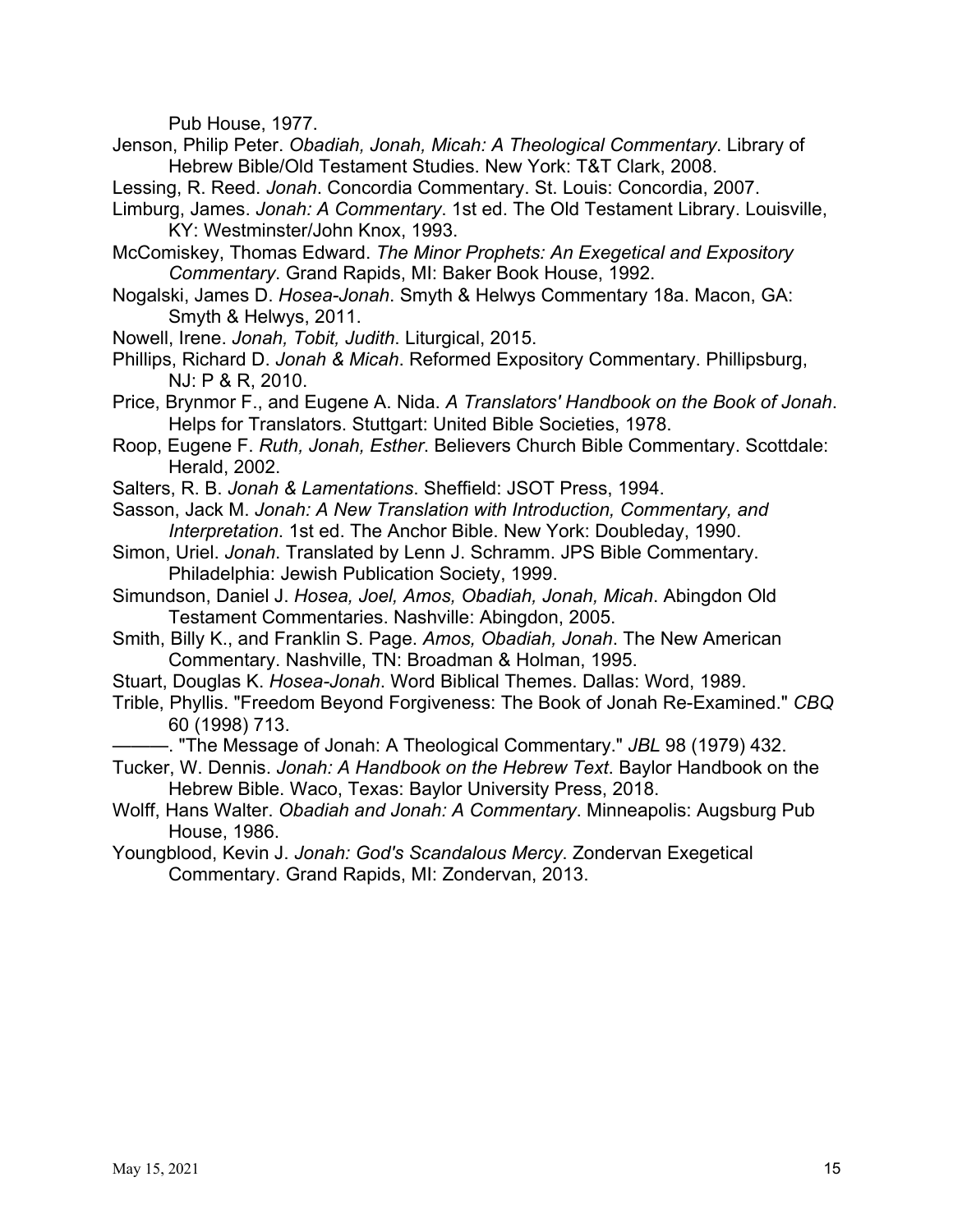Pub House, 1977.

Jenson, Philip Peter. *Obadiah, Jonah, Micah: A Theological Commentary*. Library of Hebrew Bible/Old Testament Studies. New York: T&T Clark, 2008.

Lessing, R. Reed. *Jonah*. Concordia Commentary. St. Louis: Concordia, 2007.

Limburg, James. *Jonah: A Commentary*. 1st ed. The Old Testament Library. Louisville, KY: Westminster/John Knox, 1993.

McComiskey, Thomas Edward. *The Minor Prophets: An Exegetical and Expository Commentary*. Grand Rapids, MI: Baker Book House, 1992.

Nogalski, James D. *Hosea-Jonah*. Smyth & Helwys Commentary 18a. Macon, GA: Smyth & Helwys, 2011.

Nowell, Irene. *Jonah, Tobit, Judith*. Liturgical, 2015.

Phillips, Richard D. *Jonah & Micah*. Reformed Expository Commentary. Phillipsburg, NJ: P & R, 2010.

Price, Brynmor F., and Eugene A. Nida. *A Translators' Handbook on the Book of Jonah*. Helps for Translators. Stuttgart: United Bible Societies, 1978.

Roop, Eugene F. *Ruth, Jonah, Esther*. Believers Church Bible Commentary. Scottdale: Herald, 2002.

Salters, R. B. *Jonah & Lamentations*. Sheffield: JSOT Press, 1994.

Sasson, Jack M. *Jonah: A New Translation with Introduction, Commentary, and Interpretation*. 1st ed. The Anchor Bible. New York: Doubleday, 1990.

Simon, Uriel. *Jonah*. Translated by Lenn J. Schramm. JPS Bible Commentary. Philadelphia: Jewish Publication Society, 1999.

Simundson, Daniel J. *Hosea, Joel, Amos, Obadiah, Jonah, Micah*. Abingdon Old Testament Commentaries. Nashville: Abingdon, 2005.

Smith, Billy K., and Franklin S. Page. *Amos, Obadiah, Jonah*. The New American Commentary. Nashville, TN: Broadman & Holman, 1995.

Stuart, Douglas K. *Hosea-Jonah*. Word Biblical Themes. Dallas: Word, 1989.

Trible, Phyllis. "Freedom Beyond Forgiveness: The Book of Jonah Re-Examined." *CBQ* 60 (1998) 713.

———. "The Message of Jonah: A Theological Commentary." *JBL* 98 (1979) 432.

Tucker, W. Dennis. *Jonah: A Handbook on the Hebrew Text*. Baylor Handbook on the Hebrew Bible. Waco, Texas: Baylor University Press, 2018.

Wolff, Hans Walter. *Obadiah and Jonah: A Commentary*. Minneapolis: Augsburg Pub House, 1986.

Youngblood, Kevin J. *Jonah: God's Scandalous Mercy*. Zondervan Exegetical Commentary. Grand Rapids, MI: Zondervan, 2013.